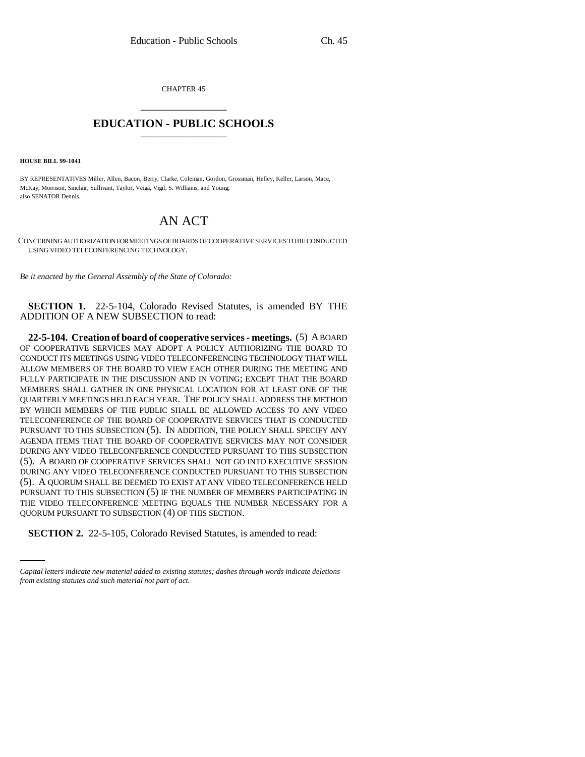CHAPTER 45

## EDUCATION - PUBLIC SCHOOLS

**HOUSE BILL 99-1041**

BY REPRESENTATIVES Miller, Allen, Bacon, Berry, Clarke, Coleman, Gordon, Grossman, Hefley, Keller, Larson, Mace, McKay, Morrison, Sinclair, Sullivant, Taylor, Veiga, Vigil, S. Williams, and Young;
also SENATOR Dennis.

# AN ACT

CONCERNING AUTHORIZATION FOR MEETINGS OF BOARDS OF COOPERATIVE SERVICES TO BE CONDUCTED USING VIDEO TELECONFERENCING TECHNOLOGY.

*Be it enacted by the General Assembly of the State of Colorado:*

**SECTION 1.** 22-5-104, Colorado Revised Statutes, is amended BY THE ADDITION OF A NEW SUBSECTION to read:

**22-5-104. Creation of board of cooperative services - meetings.** (5) A BOARD OF COOPERATIVE SERVICES MAY ADOPT A POLICY AUTHORIZING THE BOARD TO CONDUCT ITS MEETINGS USING VIDEO TELECONFERENCING TECHNOLOGY THAT WILL ALLOW MEMBERS OF THE BOARD TO VIEW EACH OTHER DURING THE MEETING AND FULLY PARTICIPATE IN THE DISCUSSION AND IN VOTING; EXCEPT THAT THE BOARD MEMBERS SHALL GATHER IN ONE PHYSICAL LOCATION FOR AT LEAST ONE OF THE QUARTERLY MEETINGS HELD EACH YEAR. THE POLICY SHALL ADDRESS THE METHOD BY WHICH MEMBERS OF THE PUBLIC SHALL BE ALLOWED ACCESS TO ANY VIDEO TELECONFERENCE OF THE BOARD OF COOPERATIVE SERVICES THAT IS CONDUCTED PURSUANT TO THIS SUBSECTION (5). IN ADDITION, THE POLICY SHALL SPECIFY ANY AGENDA ITEMS THAT THE BOARD OF COOPERATIVE SERVICES MAY NOT CONSIDER DURING ANY VIDEO TELECONFERENCE CONDUCTED PURSUANT TO THIS SUBSECTION (5). A BOARD OF COOPERATIVE SERVICES SHALL NOT GO INTO EXECUTIVE SESSION DURING ANY VIDEO TELECONFERENCE CONDUCTED PURSUANT TO THIS SUBSECTION (5). A QUORUM SHALL BE DEEMED TO EXIST AT ANY VIDEO TELECONFERENCE HELD PURSUANT TO THIS SUBSECTION (5) IF THE NUMBER OF MEMBERS PARTICIPATING IN THE VIDEO TELECONFERENCE MEETING EQUALS THE NUMBER NECESSARY FOR A QUORUM PURSUANT TO SUBSECTION (4) OF THIS SECTION.

**SECTION 2.** 22-5-105, Colorado Revised Statutes, is amended to read:

*Capital letters indicate new material added to existing statutes; dashes through words indicate deletions from existing statutes and such material not part of act.*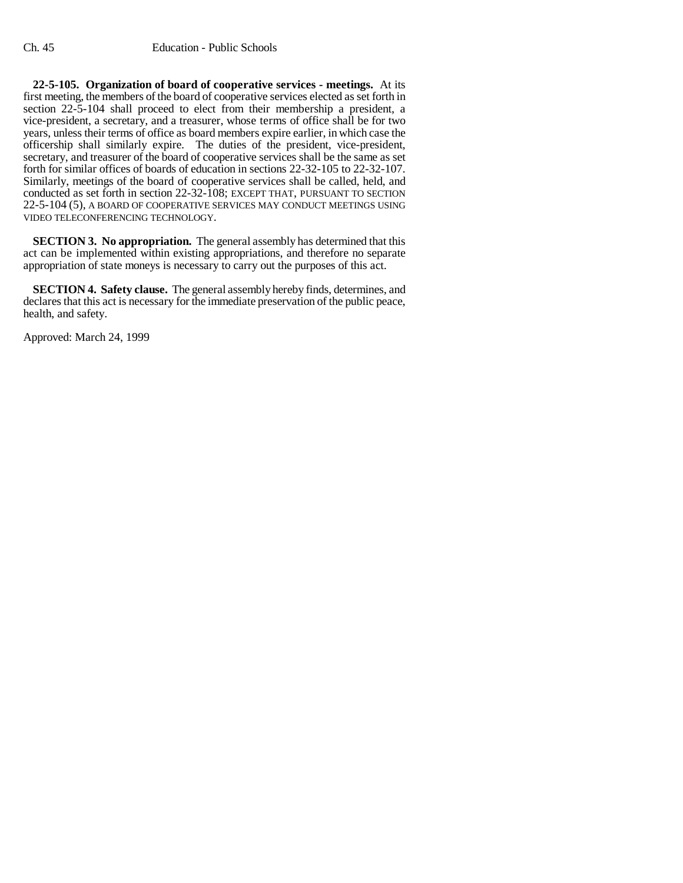**22-5-105. Organization of board of cooperative services - meetings.** At its first meeting, the members of the board of cooperative services elected as set forth in section 22-5-104 shall proceed to elect from their membership a president, a vice-president, a secretary, and a treasurer, whose terms of office shall be for two years, unless their terms of office as board members expire earlier, in which case the officership shall similarly expire. The duties of the president, vice-president, secretary, and treasurer of the board of cooperative services shall be the same as set forth for similar offices of boards of education in sections 22-32-105 to 22-32-107. Similarly, meetings of the board of cooperative services shall be called, held, and conducted as set forth in section 22-32-108; EXCEPT THAT, PURSUANT TO SECTION 22-5-104 (5), A BOARD OF COOPERATIVE SERVICES MAY CONDUCT MEETINGS USING VIDEO TELECONFERENCING TECHNOLOGY.

**SECTION 3. No appropriation.** The general assembly has determined that this act can be implemented within existing appropriations, and therefore no separate appropriation of state moneys is necessary to carry out the purposes of this act.

**SECTION 4. Safety clause.** The general assembly hereby finds, determines, and declares that this act is necessary for the immediate preservation of the public peace, health, and safety.

Approved: March 24, 1999